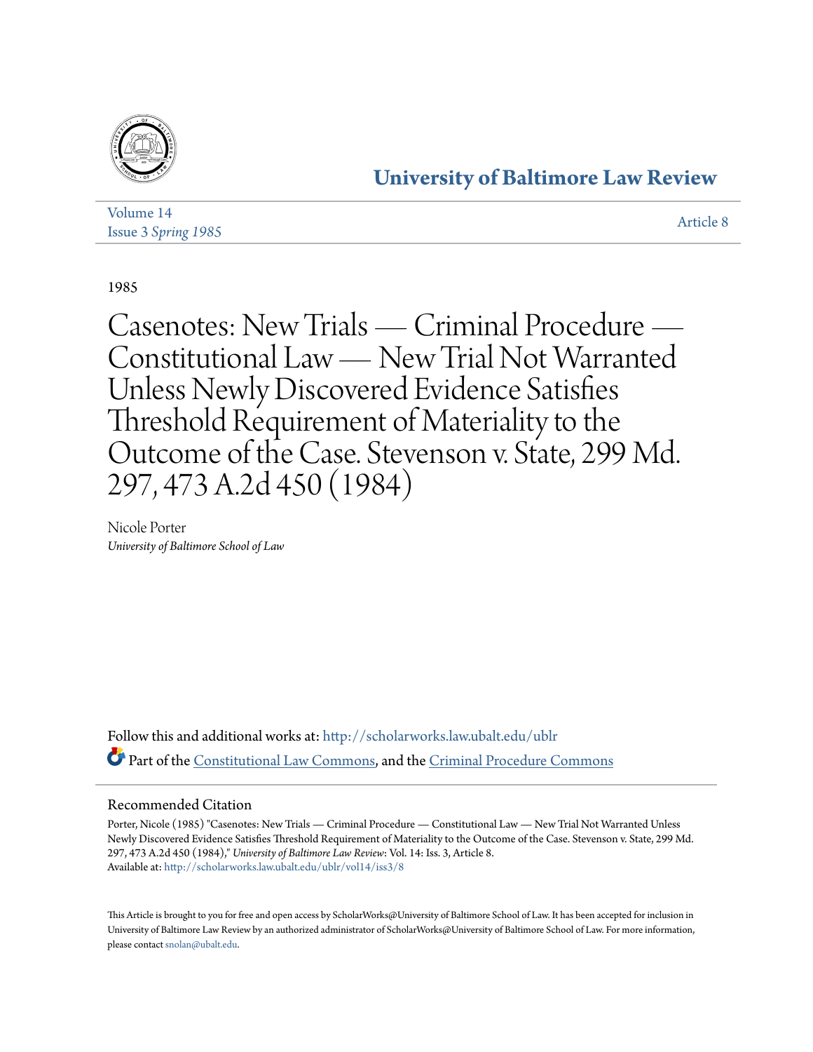# University of Baltimore Law Review

Volume 14
Issue 3 *Spring 1985*

Article 8

1985

# Casenotes: New Trials — Criminal Procedure — Constitutional Law — New Trial Not Warranted Unless Newly Discovered Evidence Satisfies Threshold Requirement of Materiality to the Outcome of the Case. Stevenson v. State, 299 Md. 297, 473 A.2d 450 (1984)

Nicole Porter
*University of Baltimore School of Law*

Follow this and additional works at: http://scholarworks.law.ubalt.edu/ublr

Part of the Constitutional Law Commons, and the Criminal Procedure Commons

## Recommended Citation

Porter, Nicole (1985) "Casenotes: New Trials — Criminal Procedure — Constitutional Law — New Trial Not Warranted Unless Newly Discovered Evidence Satisfies Threshold Requirement of Materiality to the Outcome of the Case. Stevenson v. State, 299 Md. 297, 473 A.2d 450 (1984)," *University of Baltimore Law Review*: Vol. 14: Iss. 3, Article 8.
Available at: http://scholarworks.law.ubalt.edu/ublr/vol14/iss3/8

This Article is brought to you for free and open access by ScholarWorks@University of Baltimore School of Law. It has been accepted for inclusion in University of Baltimore Law Review by an authorized administrator of ScholarWorks@University of Baltimore School of Law. For more information, please contact snolan@ubalt.edu.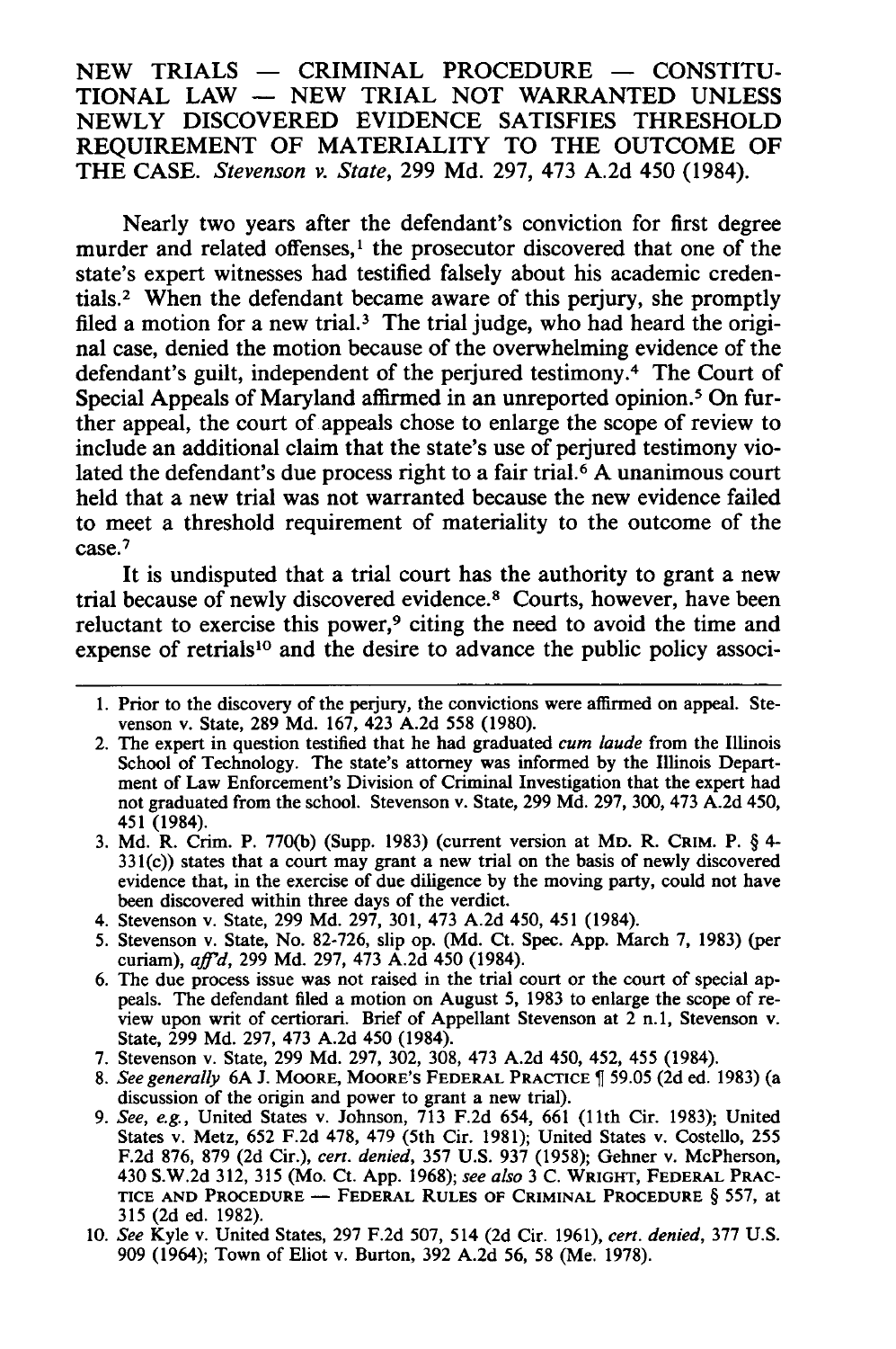NEW TRIALS — CRIMINAL PROCEDURE — CONSTITUTIONAL LAW — NEW TRIAL NOT WARRANTED UNLESS NEWLY DISCOVERED EVIDENCE SATISFIES THRESHOLD REQUIREMENT OF MATERIALITY TO THE OUTCOME OF THE CASE. *Stevenson v. State*, 299 Md. 297, 473 A.2d 450 (1984).

Nearly two years after the defendant's conviction for first degree murder and related offenses,[1] the prosecutor discovered that one of the state's expert witnesses had testified falsely about his academic credentials.[2] When the defendant became aware of this perjury, she promptly filed a motion for a new trial.[3] The trial judge, who had heard the original case, denied the motion because of the overwhelming evidence of the defendant's guilt, independent of the perjured testimony.[4] The Court of Special Appeals of Maryland affirmed in an unreported opinion.[5] On further appeal, the court of appeals chose to enlarge the scope of review to include an additional claim that the state's use of perjured testimony violated the defendant's due process right to a fair trial.[6] A unanimous court held that a new trial was not warranted because the new evidence failed to meet a threshold requirement of materiality to the outcome of the case.[7]

It is undisputed that a trial court has the authority to grant a new trial because of newly discovered evidence.[8] Courts, however, have been reluctant to exercise this power,[9] citing the need to avoid the time and expense of retrials[10] and the desire to advance the public policy associ-

---

1. Prior to the discovery of the perjury, the convictions were affirmed on appeal. Stevenson v. State, 289 Md. 167, 423 A.2d 558 (1980).
2. The expert in question testified that he had graduated *cum laude* from the Illinois School of Technology. The state's attorney was informed by the Illinois Department of Law Enforcement's Division of Criminal Investigation that the expert had not graduated from the school. Stevenson v. State, 299 Md. 297, 300, 473 A.2d 450, 451 (1984).
3. Md. R. Crim. P. 770(b) (Supp. 1983) (current version at MD. R. CRIM. P. § 4-331(c)) states that a court may grant a new trial on the basis of newly discovered evidence that, in the exercise of due diligence by the moving party, could not have been discovered within three days of the verdict.
4. Stevenson v. State, 299 Md. 297, 301, 473 A.2d 450, 451 (1984).
5. Stevenson v. State, No. 82-726, slip op. (Md. Ct. Spec. App. March 7, 1983) (per curiam), *aff'd*, 299 Md. 297, 473 A.2d 450 (1984).
6. The due process issue was not raised in the trial court or the court of special appeals. The defendant filed a motion on August 5, 1983 to enlarge the scope of review upon writ of certiorari. Brief of Appellant Stevenson at 2 n.1, Stevenson v. State, 299 Md. 297, 473 A.2d 450 (1984).
7. Stevenson v. State, 299 Md. 297, 302, 308, 473 A.2d 450, 452, 455 (1984).
8. *See generally* 6A J. MOORE, MOORE'S FEDERAL PRACTICE ¶ 59.05 (2d ed. 1983) (a discussion of the origin and power to grant a new trial).
9. *See, e.g.*, United States v. Johnson, 713 F.2d 654, 661 (11th Cir. 1983); United States v. Metz, 652 F.2d 478, 479 (5th Cir. 1981); United States v. Costello, 255 F.2d 876, 879 (2d Cir.), *cert. denied*, 357 U.S. 937 (1958); Gehner v. McPherson, 430 S.W.2d 312, 315 (Mo. Ct. App. 1968); *see also* 3 C. WRIGHT, FEDERAL PRACTICE AND PROCEDURE — FEDERAL RULES OF CRIMINAL PROCEDURE § 557, at 315 (2d ed. 1982).
10. *See* Kyle v. United States, 297 F.2d 507, 514 (2d Cir. 1961), *cert. denied*, 377 U.S. 909 (1964); Town of Eliot v. Burton, 392 A.2d 56, 58 (Me. 1978).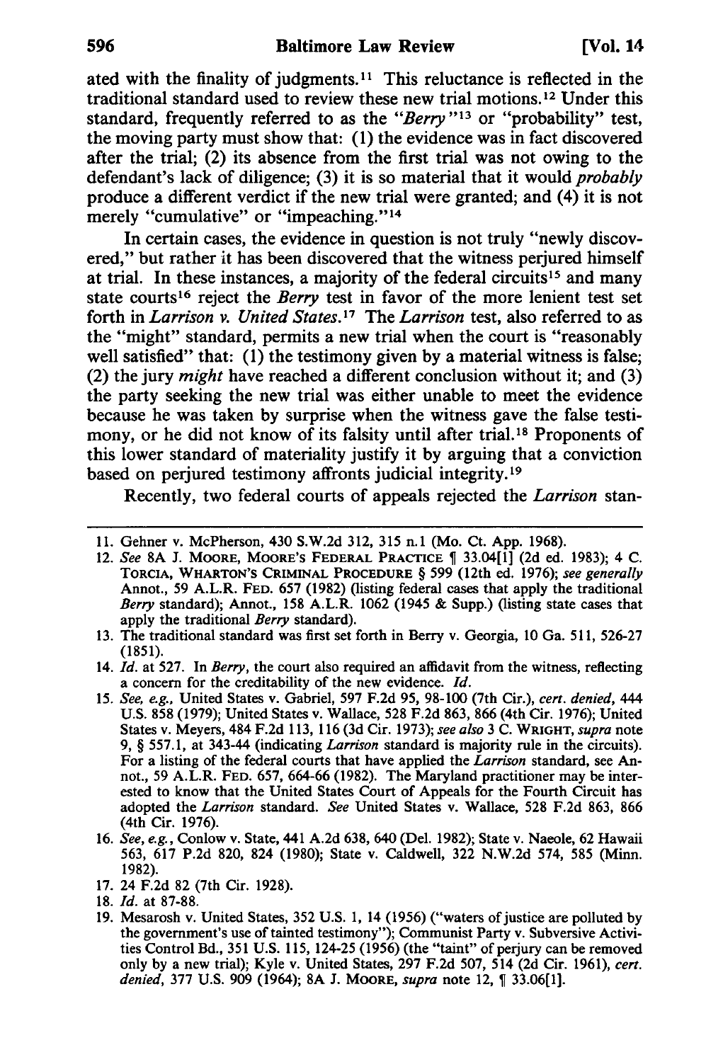ated with the finality of judgments.[11] This reluctance is reflected in the traditional standard used to review these new trial motions.[12] Under this standard, frequently referred to as the "*Berry*"[13] or "probability" test, the moving party must show that: (1) the evidence was in fact discovered after the trial; (2) its absence from the first trial was not owing to the defendant's lack of diligence; (3) it is so material that it would *probably* produce a different verdict if the new trial were granted; and (4) it is not merely "cumulative" or "impeaching."[14]

In certain cases, the evidence in question is not truly "newly discovered," but rather it has been discovered that the witness perjured himself at trial. In these instances, a majority of the federal circuits[15] and many state courts[16] reject the *Berry* test in favor of the more lenient test set forth in *Larrison v. United States*.[17] The *Larrison* test, also referred to as the "might" standard, permits a new trial when the court is "reasonably well satisfied" that: (1) the testimony given by a material witness is false; (2) the jury *might* have reached a different conclusion without it; and (3) the party seeking the new trial was either unable to meet the evidence because he was taken by surprise when the witness gave the false testimony, or he did not know of its falsity until after trial.[18] Proponents of this lower standard of materiality justify it by arguing that a conviction based on perjured testimony affronts judicial integrity.[19]

Recently, two federal courts of appeals rejected the *Larrison* stan-

---

11. Gehner v. McPherson, 430 S.W.2d 312, 315 n.1 (Mo. Ct. App. 1968).
12. *See* 8A J. MOORE, MOORE'S FEDERAL PRACTICE ¶ 33.04[1] (2d ed. 1983); 4 C. TORCIA, WHARTON'S CRIMINAL PROCEDURE § 599 (12th ed. 1976); *see generally* Annot., 59 A.L.R. FED. 657 (1982) (listing federal cases that apply the traditional *Berry* standard); Annot., 158 A.L.R. 1062 (1945 & Supp.) (listing state cases that apply the traditional *Berry* standard).
13. The traditional standard was first set forth in Berry v. Georgia, 10 Ga. 511, 526-27 (1851).
14. *Id.* at 527. In *Berry*, the court also required an affidavit from the witness, reflecting a concern for the creditability of the new evidence. *Id.*
15. *See, e.g.*, United States v. Gabriel, 597 F.2d 95, 98-100 (7th Cir.), *cert. denied*, 444 U.S. 858 (1979); United States v. Wallace, 528 F.2d 863, 866 (4th Cir. 1976); United States v. Meyers, 484 F.2d 113, 116 (3d Cir. 1973); *see also* 3 C. WRIGHT, *supra* note 9, § 557.1, at 343-44 (indicating *Larrison* standard is majority rule in the circuits). For a listing of the federal courts that have applied the *Larrison* standard, see Annot., 59 A.L.R. FED. 657, 664-66 (1982). The Maryland practitioner may be interested to know that the United States Court of Appeals for the Fourth Circuit has adopted the *Larrison* standard. *See* United States v. Wallace, 528 F.2d 863, 866 (4th Cir. 1976).
16. *See, e.g.*, Conlow v. State, 441 A.2d 638, 640 (Del. 1982); State v. Naeole, 62 Hawaii 563, 617 P.2d 820, 824 (1980); State v. Caldwell, 322 N.W.2d 574, 585 (Minn. 1982).
17. 24 F.2d 82 (7th Cir. 1928).
18. *Id.* at 87-88.
19. Mesarosh v. United States, 352 U.S. 1, 14 (1956) ("waters of justice are polluted by the government's use of tainted testimony"); Communist Party v. Subversive Activities Control Bd., 351 U.S. 115, 124-25 (1956) (the "taint" of perjury can be removed only by a new trial); Kyle v. United States, 297 F.2d 507, 514 (2d Cir. 1961), *cert. denied*, 377 U.S. 909 (1964); 8A J. MOORE, *supra* note 12, ¶ 33.06[1].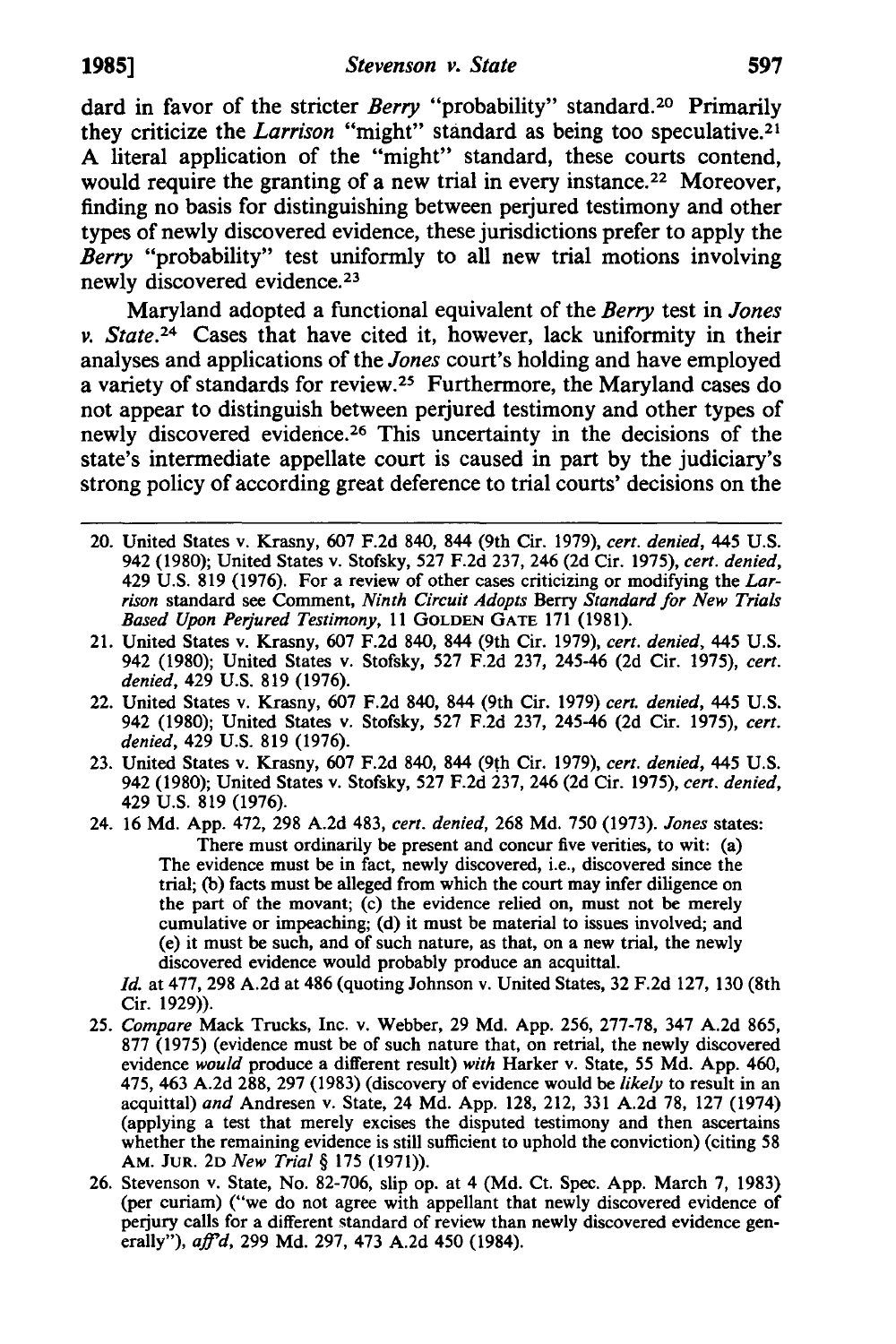dard in favor of the stricter *Berry* "probability" standard.[20] Primarily they criticize the *Larrison* "might" standard as being too speculative.[21] A literal application of the "might" standard, these courts contend, would require the granting of a new trial in every instance.[22] Moreover, finding no basis for distinguishing between perjured testimony and other types of newly discovered evidence, these jurisdictions prefer to apply the *Berry* "probability" test uniformly to all new trial motions involving newly discovered evidence.[23]

Maryland adopted a functional equivalent of the *Berry* test in *Jones v. State*.[24] Cases that have cited it, however, lack uniformity in their analyses and applications of the *Jones* court's holding and have employed a variety of standards for review.[25] Furthermore, the Maryland cases do not appear to distinguish between perjured testimony and other types of newly discovered evidence.[26] This uncertainty in the decisions of the state's intermediate appellate court is caused in part by the judiciary's strong policy of according great deference to trial courts' decisions on the

---

20. United States v. Krasny, 607 F.2d 840, 844 (9th Cir. 1979), *cert. denied*, 445 U.S. 942 (1980); United States v. Stofsky, 527 F.2d 237, 246 (2d Cir. 1975), *cert. denied*, 429 U.S. 819 (1976). For a review of other cases criticizing or modifying the *Larrison* standard see Comment, *Ninth Circuit Adopts* Berry *Standard for New Trials Based Upon Perjured Testimony*, 11 GOLDEN GATE 171 (1981).
21. United States v. Krasny, 607 F.2d 840, 844 (9th Cir. 1979), *cert. denied*, 445 U.S. 942 (1980); United States v. Stofsky, 527 F.2d 237, 245-46 (2d Cir. 1975), *cert. denied*, 429 U.S. 819 (1976).
22. United States v. Krasny, 607 F.2d 840, 844 (9th Cir. 1979) *cert. denied*, 445 U.S. 942 (1980); United States v. Stofsky, 527 F.2d 237, 245-46 (2d Cir. 1975), *cert. denied*, 429 U.S. 819 (1976).
23. United States v. Krasny, 607 F.2d 840, 844 (9th Cir. 1979), *cert. denied*, 445 U.S. 942 (1980); United States v. Stofsky, 527 F.2d 237, 246 (2d Cir. 1975), *cert. denied*, 429 U.S. 819 (1976).
24. 16 Md. App. 472, 298 A.2d 483, *cert. denied*, 268 Md. 750 (1973). *Jones* states:

    There must ordinarily be present and concur five verities, to wit: (a) The evidence must be in fact, newly discovered, i.e., discovered since the trial; (b) facts must be alleged from which the court may infer diligence on the part of the movant; (c) the evidence relied on, must not be merely cumulative or impeaching; (d) it must be material to issues involved; and (e) it must be such, and of such nature, as that, on a new trial, the newly discovered evidence would probably produce an acquittal.

    *Id.* at 477, 298 A.2d at 486 (quoting Johnson v. United States, 32 F.2d 127, 130 (8th Cir. 1929)).
25. *Compare* Mack Trucks, Inc. v. Webber, 29 Md. App. 256, 277-78, 347 A.2d 865, 877 (1975) (evidence must be of such nature that, on retrial, the newly discovered evidence *would* produce a different result) *with* Harker v. State, 55 Md. App. 460, 475, 463 A.2d 288, 297 (1983) (discovery of evidence would be *likely* to result in an acquittal) *and* Andresen v. State, 24 Md. App. 128, 212, 331 A.2d 78, 127 (1974) (applying a test that merely excises the disputed testimony and then ascertains whether the remaining evidence is still sufficient to uphold the conviction) (citing 58 AM. JUR. 2D *New Trial* § 175 (1971)).
26. Stevenson v. State, No. 82-706, slip op. at 4 (Md. Ct. Spec. App. March 7, 1983) (per curiam) ("we do not agree with appellant that newly discovered evidence of perjury calls for a different standard of review than newly discovered evidence generally"), *aff'd*, 299 Md. 297, 473 A.2d 450 (1984).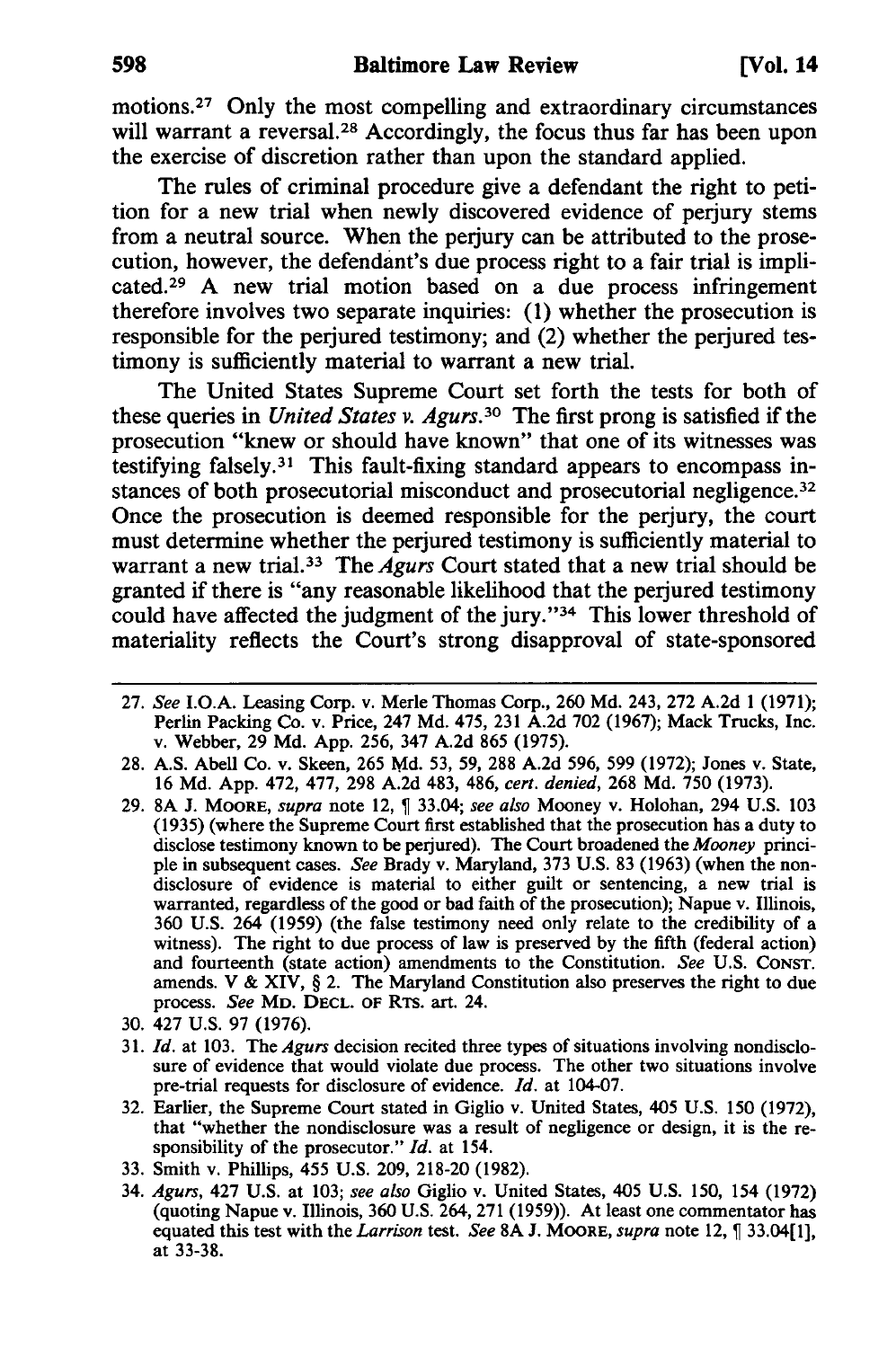motions.[27] Only the most compelling and extraordinary circumstances will warrant a reversal.[28] Accordingly, the focus thus far has been upon the exercise of discretion rather than upon the standard applied.

The rules of criminal procedure give a defendant the right to petition for a new trial when newly discovered evidence of perjury stems from a neutral source. When the perjury can be attributed to the prosecution, however, the defendant's due process right to a fair trial is implicated.[29] A new trial motion based on a due process infringement therefore involves two separate inquiries: (1) whether the prosecution is responsible for the perjured testimony; and (2) whether the perjured testimony is sufficiently material to warrant a new trial.

The United States Supreme Court set forth the tests for both of these queries in *United States v. Agurs*.[30] The first prong is satisfied if the prosecution "knew or should have known" that one of its witnesses was testifying falsely.[31] This fault-fixing standard appears to encompass instances of both prosecutorial misconduct and prosecutorial negligence.[32] Once the prosecution is deemed responsible for the perjury, the court must determine whether the perjured testimony is sufficiently material to warrant a new trial.[33] The *Agurs* Court stated that a new trial should be granted if there is "any reasonable likelihood that the perjured testimony could have affected the judgment of the jury."[34] This lower threshold of materiality reflects the Court's strong disapproval of state-sponsored

---

27. *See* I.O.A. Leasing Corp. v. Merle Thomas Corp., 260 Md. 243, 272 A.2d 1 (1971); Perlin Packing Co. v. Price, 247 Md. 475, 231 A.2d 702 (1967); Mack Trucks, Inc. v. Webber, 29 Md. App. 256, 347 A.2d 865 (1975).
28. A.S. Abell Co. v. Skeen, 265 Md. 53, 59, 288 A.2d 596, 599 (1972); Jones v. State, 16 Md. App. 472, 477, 298 A.2d 483, 486, *cert. denied*, 268 Md. 750 (1973).
29. 8A J. MOORE, *supra* note 12, ¶ 33.04; *see also* Mooney v. Holohan, 294 U.S. 103 (1935) (where the Supreme Court first established that the prosecution has a duty to disclose testimony known to be perjured). The Court broadened the *Mooney* principle in subsequent cases. *See* Brady v. Maryland, 373 U.S. 83 (1963) (when the nondisclosure of evidence is material to either guilt or sentencing, a new trial is warranted, regardless of the good or bad faith of the prosecution); Napue v. Illinois, 360 U.S. 264 (1959) (the false testimony need only relate to the credibility of a witness). The right to due process of law is preserved by the fifth (federal action) and fourteenth (state action) amendments to the Constitution. *See* U.S. CONST. amends. V & XIV, § 2. The Maryland Constitution also preserves the right to due process. *See* MD. DECL. OF RTS. art. 24.
30. 427 U.S. 97 (1976).
31. *Id.* at 103. The *Agurs* decision recited three types of situations involving nondisclosure of evidence that would violate due process. The other two situations involve pre-trial requests for disclosure of evidence. *Id.* at 104-07.
32. Earlier, the Supreme Court stated in Giglio v. United States, 405 U.S. 150 (1972), that "whether the nondisclosure was a result of negligence or design, it is the responsibility of the prosecutor." *Id.* at 154.
33. Smith v. Phillips, 455 U.S. 209, 218-20 (1982).
34. *Agurs*, 427 U.S. at 103; *see also* Giglio v. United States, 405 U.S. 150, 154 (1972) (quoting Napue v. Illinois, 360 U.S. 264, 271 (1959)). At least one commentator has equated this test with the *Larrison* test. *See* 8A J. MOORE, *supra* note 12, ¶ 33.04[1], at 33-38.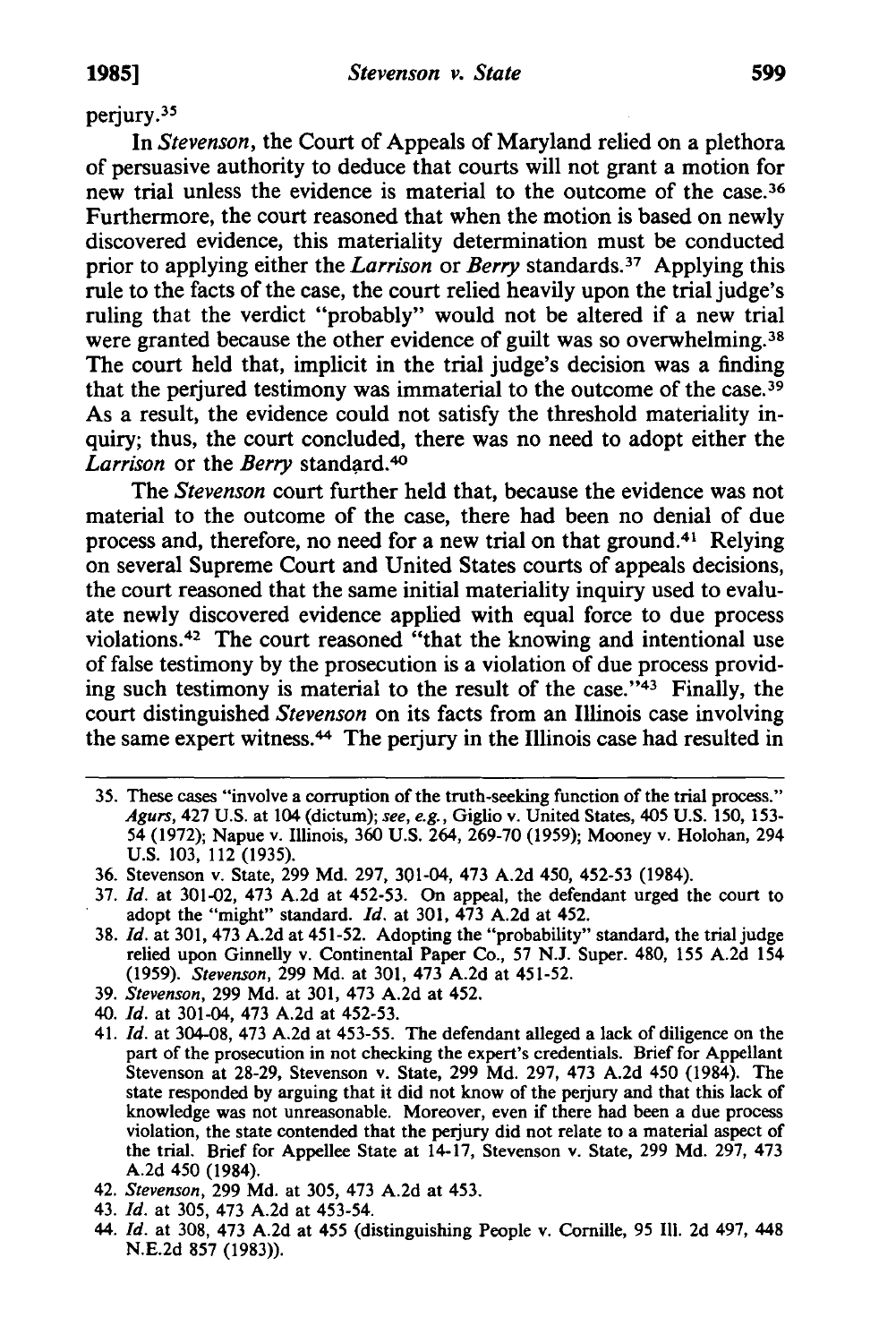perjury.[35]

In *Stevenson*, the Court of Appeals of Maryland relied on a plethora of persuasive authority to deduce that courts will not grant a motion for new trial unless the evidence is material to the outcome of the case.[36] Furthermore, the court reasoned that when the motion is based on newly discovered evidence, this materiality determination must be conducted prior to applying either the *Larrison* or *Berry* standards.[37] Applying this rule to the facts of the case, the court relied heavily upon the trial judge's ruling that the verdict "probably" would not be altered if a new trial were granted because the other evidence of guilt was so overwhelming.[38] The court held that, implicit in the trial judge's decision was a finding that the perjured testimony was immaterial to the outcome of the case.[39] As a result, the evidence could not satisfy the threshold materiality inquiry; thus, the court concluded, there was no need to adopt either the *Larrison* or the *Berry* standard.[40]

The *Stevenson* court further held that, because the evidence was not material to the outcome of the case, there had been no denial of due process and, therefore, no need for a new trial on that ground.[41] Relying on several Supreme Court and United States courts of appeals decisions, the court reasoned that the same initial materiality inquiry used to evaluate newly discovered evidence applied with equal force to due process violations.[42] The court reasoned "that the knowing and intentional use of false testimony by the prosecution is a violation of due process providing such testimony is material to the result of the case."[43] Finally, the court distinguished *Stevenson* on its facts from an Illinois case involving the same expert witness.[44] The perjury in the Illinois case had resulted in

---

35. These cases "involve a corruption of the truth-seeking function of the trial process." *Agurs*, 427 U.S. at 104 (dictum); *see, e.g.*, Giglio v. United States, 405 U.S. 150, 153-54 (1972); Napue v. Illinois, 360 U.S. 264, 269-70 (1959); Mooney v. Holohan, 294 U.S. 103, 112 (1935).
36. Stevenson v. State, 299 Md. 297, 301-04, 473 A.2d 450, 452-53 (1984).
37. *Id.* at 301-02, 473 A.2d at 452-53. On appeal, the defendant urged the court to adopt the "might" standard. *Id.* at 301, 473 A.2d at 452.
38. *Id.* at 301, 473 A.2d at 451-52. Adopting the "probability" standard, the trial judge relied upon Ginnelly v. Continental Paper Co., 57 N.J. Super. 480, 155 A.2d 154 (1959). *Stevenson*, 299 Md. at 301, 473 A.2d at 451-52.
39. *Stevenson*, 299 Md. at 301, 473 A.2d at 452.
40. *Id.* at 301-04, 473 A.2d at 452-53.
41. *Id.* at 304-08, 473 A.2d at 453-55. The defendant alleged a lack of diligence on the part of the prosecution in not checking the expert's credentials. Brief for Appellant Stevenson at 28-29, Stevenson v. State, 299 Md. 297, 473 A.2d 450 (1984). The state responded by arguing that it did not know of the perjury and that this lack of knowledge was not unreasonable. Moreover, even if there had been a due process violation, the state contended that the perjury did not relate to a material aspect of the trial. Brief for Appellee State at 14-17, Stevenson v. State, 299 Md. 297, 473 A.2d 450 (1984).
42. *Stevenson*, 299 Md. at 305, 473 A.2d at 453.
43. *Id.* at 305, 473 A.2d at 453-54.
44. *Id.* at 308, 473 A.2d at 455 (distinguishing People v. Cornille, 95 Ill. 2d 497, 448 N.E.2d 857 (1983)).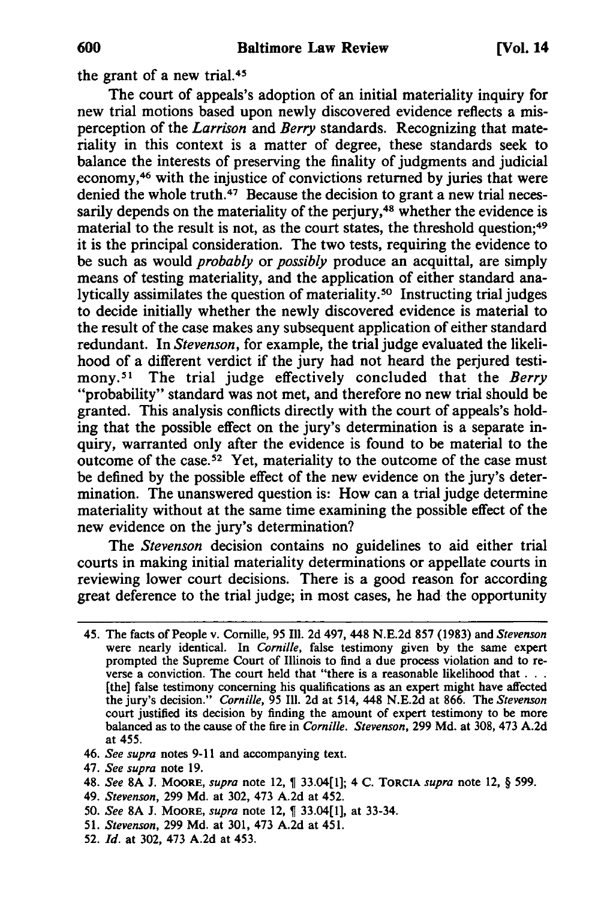the grant of a new trial.[45]

The court of appeals's adoption of an initial materiality inquiry for new trial motions based upon newly discovered evidence reflects a misperception of the *Larrison* and *Berry* standards. Recognizing that materiality in this context is a matter of degree, these standards seek to balance the interests of preserving the finality of judgments and judicial economy,[46] with the injustice of convictions returned by juries that were denied the whole truth.[47] Because the decision to grant a new trial necessarily depends on the materiality of the perjury,[48] whether the evidence is material to the result is not, as the court states, the threshold question;[49] it is the principal consideration. The two tests, requiring the evidence to be such as would *probably* or *possibly* produce an acquittal, are simply means of testing materiality, and the application of either standard analytically assimilates the question of materiality.[50] Instructing trial judges to decide initially whether the newly discovered evidence is material to the result of the case makes any subsequent application of either standard redundant. In *Stevenson*, for example, the trial judge evaluated the likelihood of a different verdict if the jury had not heard the perjured testimony.[51] The trial judge effectively concluded that the *Berry* "probability" standard was not met, and therefore no new trial should be granted. This analysis conflicts directly with the court of appeals's holding that the possible effect on the jury's determination is a separate inquiry, warranted only after the evidence is found to be material to the outcome of the case.[52] Yet, materiality to the outcome of the case must be defined by the possible effect of the new evidence on the jury's determination. The unanswered question is: How can a trial judge determine materiality without at the same time examining the possible effect of the new evidence on the jury's determination?

The *Stevenson* decision contains no guidelines to aid either trial courts in making initial materiality determinations or appellate courts in reviewing lower court decisions. There is a good reason for according great deference to the trial judge; in most cases, he had the opportunity

---

45. The facts of People v. Cornille, 95 Ill. 2d 497, 448 N.E.2d 857 (1983) and *Stevenson* were nearly identical. In *Cornille*, false testimony given by the same expert prompted the Supreme Court of Illinois to find a due process violation and to reverse a conviction. The court held that "there is a reasonable likelihood that . . . [the] false testimony concerning his qualifications as an expert might have affected the jury's decision." *Cornille*, 95 Ill. 2d at 514, 448 N.E.2d at 866. The *Stevenson* court justified its decision by finding the amount of expert testimony to be more balanced as to the cause of the fire in *Cornille*. *Stevenson*, 299 Md. at 308, 473 A.2d at 455.

46. *See supra* notes 9-11 and accompanying text.

47. *See supra* note 19.

48. *See* 8A J. MOORE, *supra* note 12, ¶ 33.04[1]; 4 C. TORCIA *supra* note 12, § 599.

49. *Stevenson*, 299 Md. at 302, 473 A.2d at 452.

50. *See* 8A J. MOORE, *supra* note 12, ¶ 33.04[1], at 33-34.

51. *Stevenson*, 299 Md. at 301, 473 A.2d at 451.

52. *Id.* at 302, 473 A.2d at 453.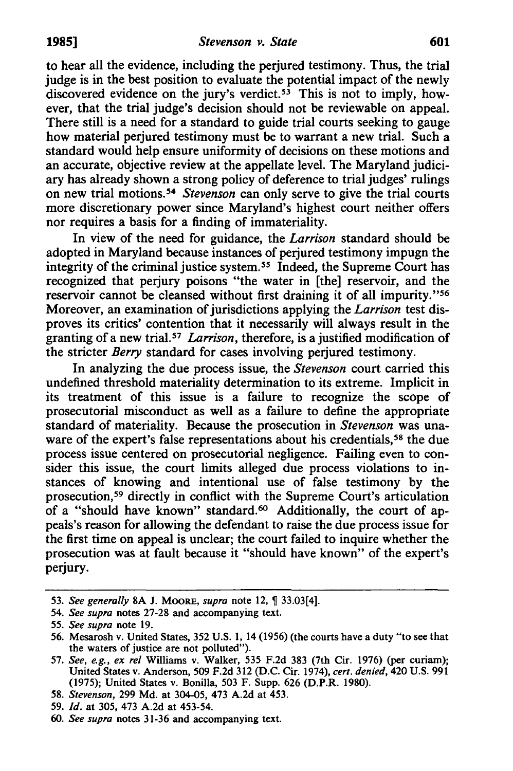to hear all the evidence, including the perjured testimony. Thus, the trial judge is in the best position to evaluate the potential impact of the newly discovered evidence on the jury's verdict.[53] This is not to imply, however, that the trial judge's decision should not be reviewable on appeal. There still is a need for a standard to guide trial courts seeking to gauge how material perjured testimony must be to warrant a new trial. Such a standard would help ensure uniformity of decisions on these motions and an accurate, objective review at the appellate level. The Maryland judiciary has already shown a strong policy of deference to trial judges' rulings on new trial motions.[54] *Stevenson* can only serve to give the trial courts more discretionary power since Maryland's highest court neither offers nor requires a basis for a finding of immateriality.

In view of the need for guidance, the *Larrison* standard should be adopted in Maryland because instances of perjured testimony impugn the integrity of the criminal justice system.[55] Indeed, the Supreme Court has recognized that perjury poisons "the water in [the] reservoir, and the reservoir cannot be cleansed without first draining it of all impurity."[56] Moreover, an examination of jurisdictions applying the *Larrison* test disproves its critics' contention that it necessarily will always result in the granting of a new trial.[57] *Larrison*, therefore, is a justified modification of the stricter *Berry* standard for cases involving perjured testimony.

In analyzing the due process issue, the *Stevenson* court carried this undefined threshold materiality determination to its extreme. Implicit in its treatment of this issue is a failure to recognize the scope of prosecutorial misconduct as well as a failure to define the appropriate standard of materiality. Because the prosecution in *Stevenson* was unaware of the expert's false representations about his credentials,[58] the due process issue centered on prosecutorial negligence. Failing even to consider this issue, the court limits alleged due process violations to instances of knowing and intentional use of false testimony by the prosecution,[59] directly in conflict with the Supreme Court's articulation of a "should have known" standard.[60] Additionally, the court of appeals's reason for allowing the defendant to raise the due process issue for the first time on appeal is unclear; the court failed to inquire whether the prosecution was at fault because it "should have known" of the expert's perjury.

---

53. *See generally* 8A J. MOORE, *supra* note 12, ¶ 33.03[4].

54. *See supra* notes 27-28 and accompanying text.

55. *See supra* note 19.

56. Mesarosh v. United States, 352 U.S. 1, 14 (1956) (the courts have a duty "to see that the waters of justice are not polluted").

57. *See, e.g., ex rel* Williams v. Walker, 535 F.2d 383 (7th Cir. 1976) (per curiam); United States v. Anderson, 509 F.2d 312 (D.C. Cir. 1974), *cert. denied*, 420 U.S. 991 (1975); United States v. Bonilla, 503 F. Supp. 626 (D.P.R. 1980).

58. *Stevenson*, 299 Md. at 304-05, 473 A.2d at 453.

59. *Id.* at 305, 473 A.2d at 453-54.

60. *See supra* notes 31-36 and accompanying text.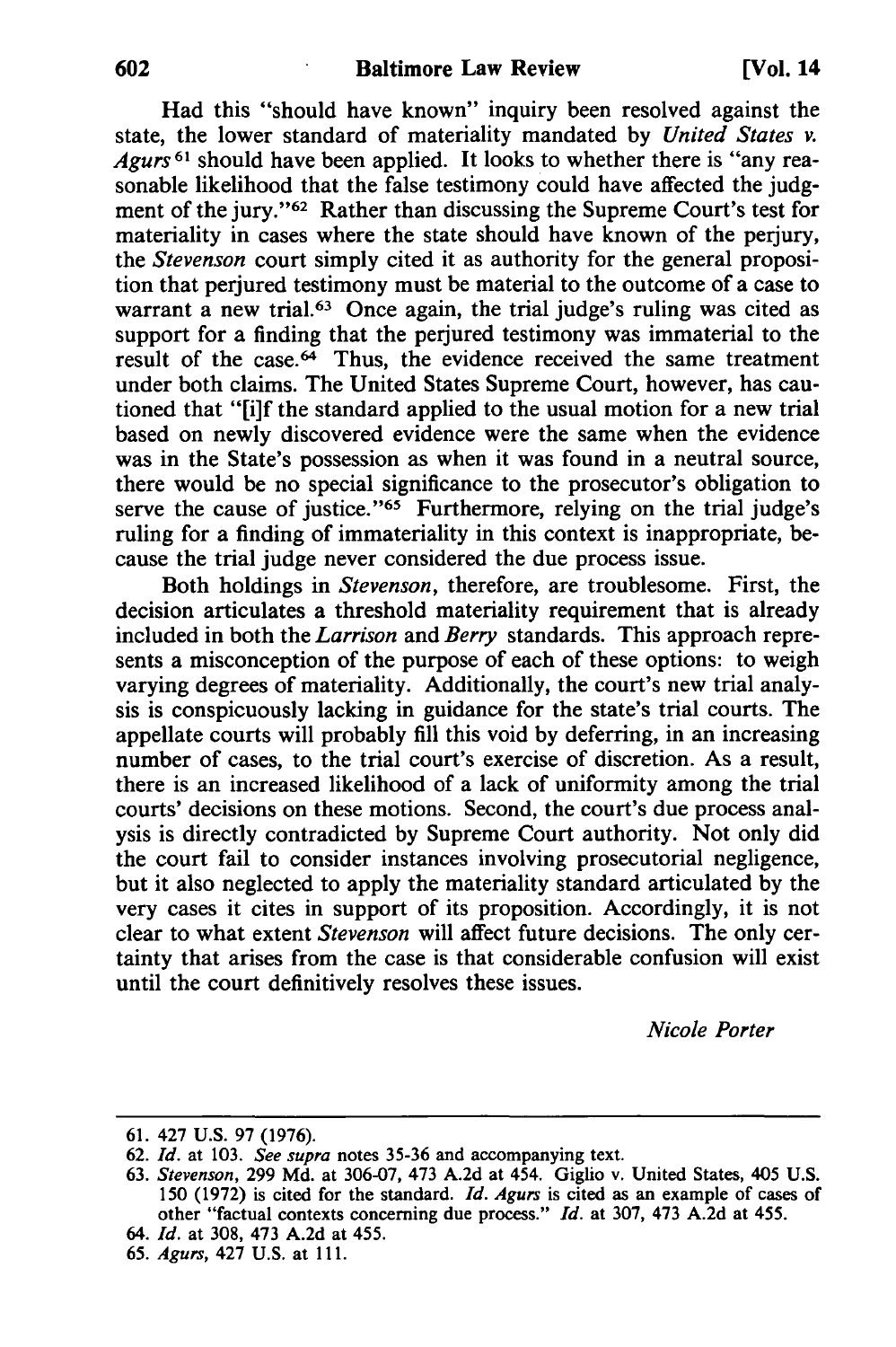Had this "should have known" inquiry been resolved against the state, the lower standard of materiality mandated by *United States v. Agurs*[61] should have been applied. It looks to whether there is "any reasonable likelihood that the false testimony could have affected the judgment of the jury."[62] Rather than discussing the Supreme Court's test for materiality in cases where the state should have known of the perjury, the *Stevenson* court simply cited it as authority for the general proposition that perjured testimony must be material to the outcome of a case to warrant a new trial.[63] Once again, the trial judge's ruling was cited as support for a finding that the perjured testimony was immaterial to the result of the case.[64] Thus, the evidence received the same treatment under both claims. The United States Supreme Court, however, has cautioned that "[i]f the standard applied to the usual motion for a new trial based on newly discovered evidence were the same when the evidence was in the State's possession as when it was found in a neutral source, there would be no special significance to the prosecutor's obligation to serve the cause of justice."[65] Furthermore, relying on the trial judge's ruling for a finding of immateriality in this context is inappropriate, because the trial judge never considered the due process issue.

Both holdings in *Stevenson*, therefore, are troublesome. First, the decision articulates a threshold materiality requirement that is already included in both the *Larrison* and *Berry* standards. This approach represents a misconception of the purpose of each of these options: to weigh varying degrees of materiality. Additionally, the court's new trial analysis is conspicuously lacking in guidance for the state's trial courts. The appellate courts will probably fill this void by deferring, in an increasing number of cases, to the trial court's exercise of discretion. As a result, there is an increased likelihood of a lack of uniformity among the trial courts' decisions on these motions. Second, the court's due process analysis is directly contradicted by Supreme Court authority. Not only did the court fail to consider instances involving prosecutorial negligence, but it also neglected to apply the materiality standard articulated by the very cases it cites in support of its proposition. Accordingly, it is not clear to what extent *Stevenson* will affect future decisions. The only certainty that arises from the case is that considerable confusion will exist until the court definitively resolves these issues.

*Nicole Porter*

---

61. 427 U.S. 97 (1976).

62. *Id.* at 103. *See supra* notes 35-36 and accompanying text.

63. *Stevenson*, 299 Md. at 306-07, 473 A.2d at 454. Giglio v. United States, 405 U.S. 150 (1972) is cited for the standard. *Id. Agurs* is cited as an example of cases of other "factual contexts concerning due process." *Id.* at 307, 473 A.2d at 455.

64. *Id.* at 308, 473 A.2d at 455.

65. *Agurs*, 427 U.S. at 111.